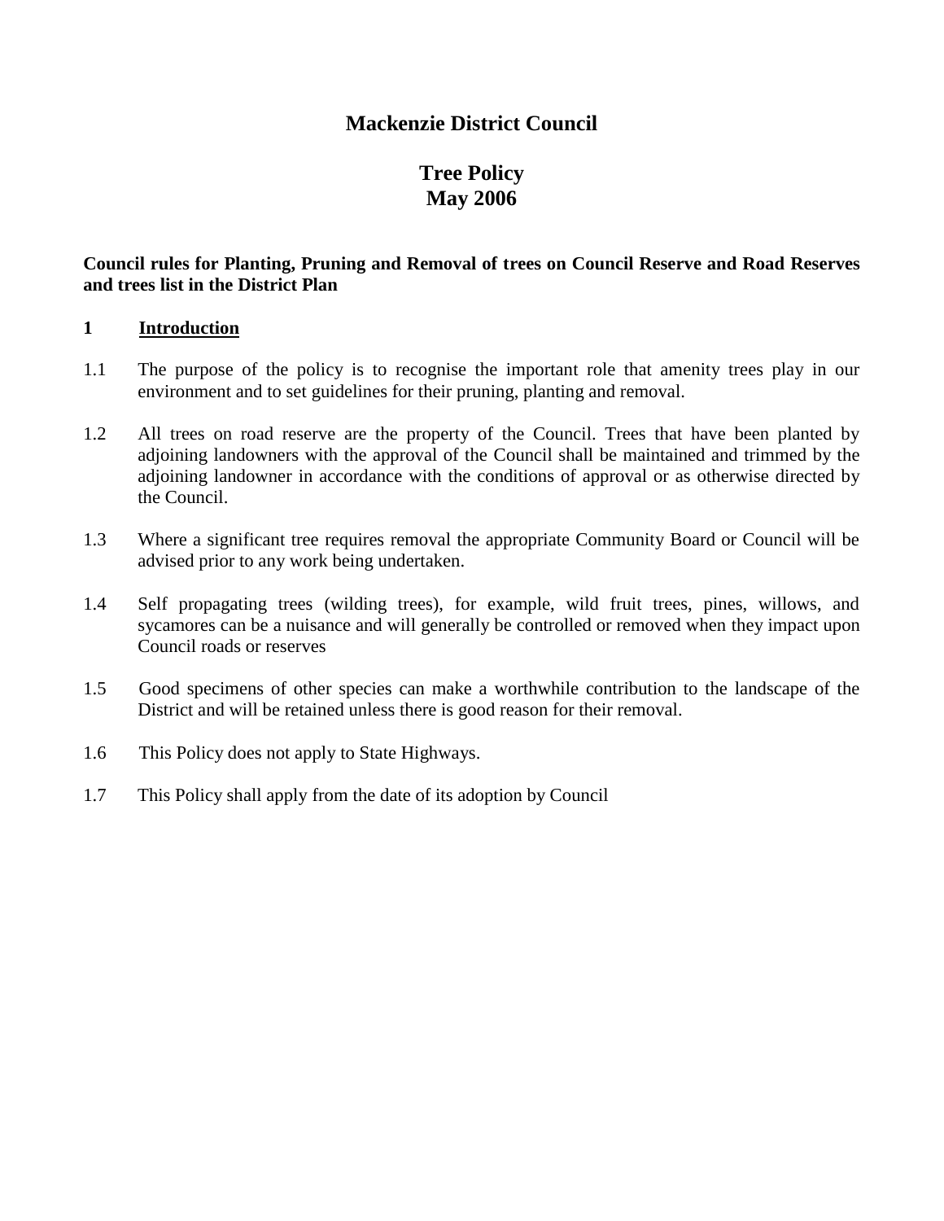# Mackenzie District Council

## Tree Policy
## May 2006

**Council rules for Planting, Pruning and Removal of trees on Council Reserve and Road Reserves and trees list in the District Plan**

### 1 Introduction

1.1 The purpose of the policy is to recognise the important role that amenity trees play in our environment and to set guidelines for their pruning, planting and removal.

1.2 All trees on road reserve are the property of the Council. Trees that have been planted by adjoining landowners with the approval of the Council shall be maintained and trimmed by the adjoining landowner in accordance with the conditions of approval or as otherwise directed by the Council.

1.3 Where a significant tree requires removal the appropriate Community Board or Council will be advised prior to any work being undertaken.

1.4 Self propagating trees (wilding trees), for example, wild fruit trees, pines, willows, and sycamores can be a nuisance and will generally be controlled or removed when they impact upon Council roads or reserves

1.5 Good specimens of other species can make a worthwhile contribution to the landscape of the District and will be retained unless there is good reason for their removal.

1.6 This Policy does not apply to State Highways.

1.7 This Policy shall apply from the date of its adoption by Council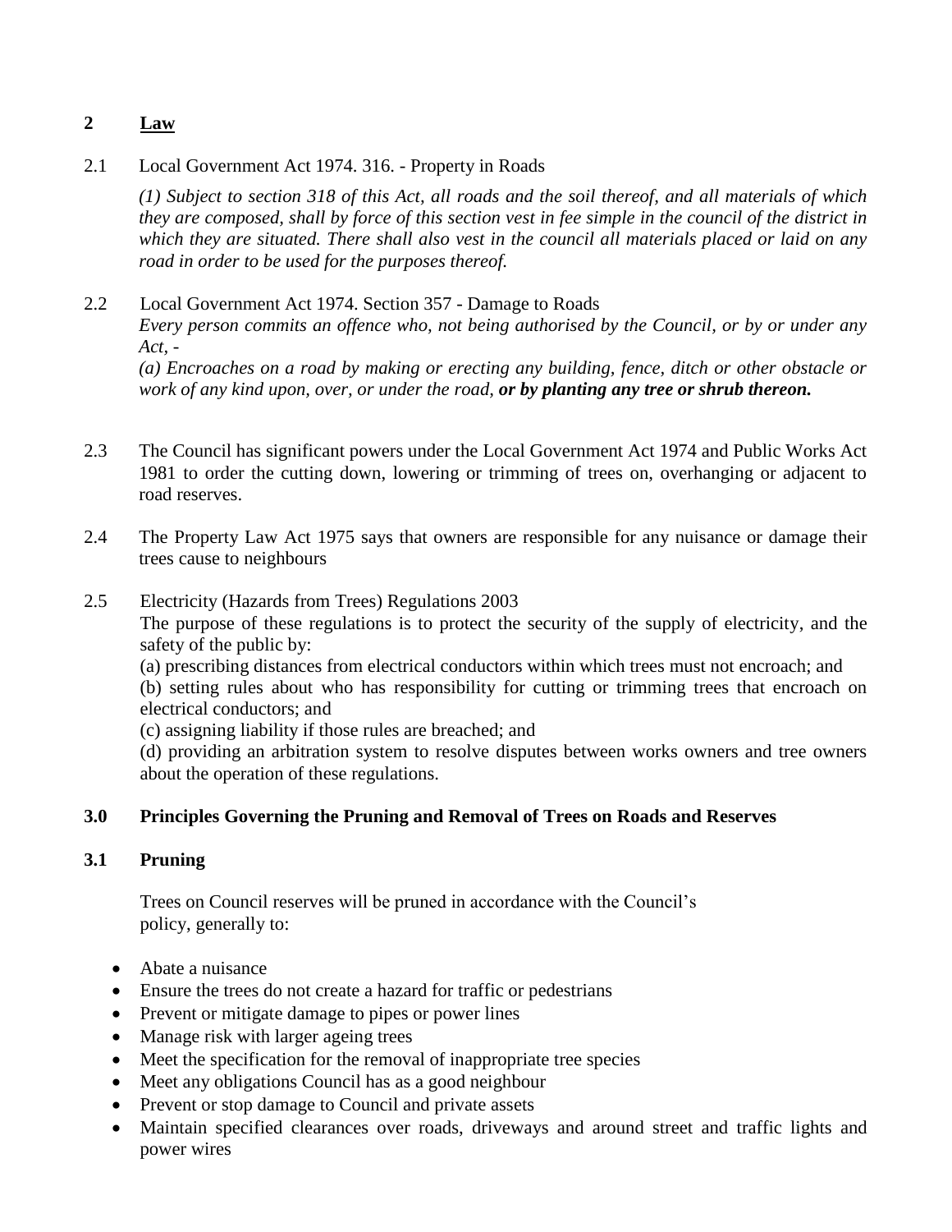## 2 Law

2.1 Local Government Act 1974. 316. - Property in Roads

*(1) Subject to section 318 of this Act, all roads and the soil thereof, and all materials of which they are composed, shall by force of this section vest in fee simple in the council of the district in which they are situated. There shall also vest in the council all materials placed or laid on any road in order to be used for the purposes thereof.*

2.2 Local Government Act 1974. Section 357 - Damage to Roads

*Every person commits an offence who, not being authorised by the Council, or by or under any Act, -*

*(a) Encroaches on a road by making or erecting any building, fence, ditch or other obstacle or work of any kind upon, over, or under the road,* ***or by planting any tree or shrub thereon.***

2.3 The Council has significant powers under the Local Government Act 1974 and Public Works Act 1981 to order the cutting down, lowering or trimming of trees on, overhanging or adjacent to road reserves.

2.4 The Property Law Act 1975 says that owners are responsible for any nuisance or damage their trees cause to neighbours

2.5 Electricity (Hazards from Trees) Regulations 2003

The purpose of these regulations is to protect the security of the supply of electricity, and the safety of the public by:

(a) prescribing distances from electrical conductors within which trees must not encroach; and

(b) setting rules about who has responsibility for cutting or trimming trees that encroach on electrical conductors; and

(c) assigning liability if those rules are breached; and

(d) providing an arbitration system to resolve disputes between works owners and tree owners about the operation of these regulations.

## 3.0 Principles Governing the Pruning and Removal of Trees on Roads and Reserves

### 3.1 Pruning

Trees on Council reserves will be pruned in accordance with the Council's policy, generally to:

- Abate a nuisance
- Ensure the trees do not create a hazard for traffic or pedestrians
- Prevent or mitigate damage to pipes or power lines
- Manage risk with larger ageing trees
- Meet the specification for the removal of inappropriate tree species
- Meet any obligations Council has as a good neighbour
- Prevent or stop damage to Council and private assets
- Maintain specified clearances over roads, driveways and around street and traffic lights and power wires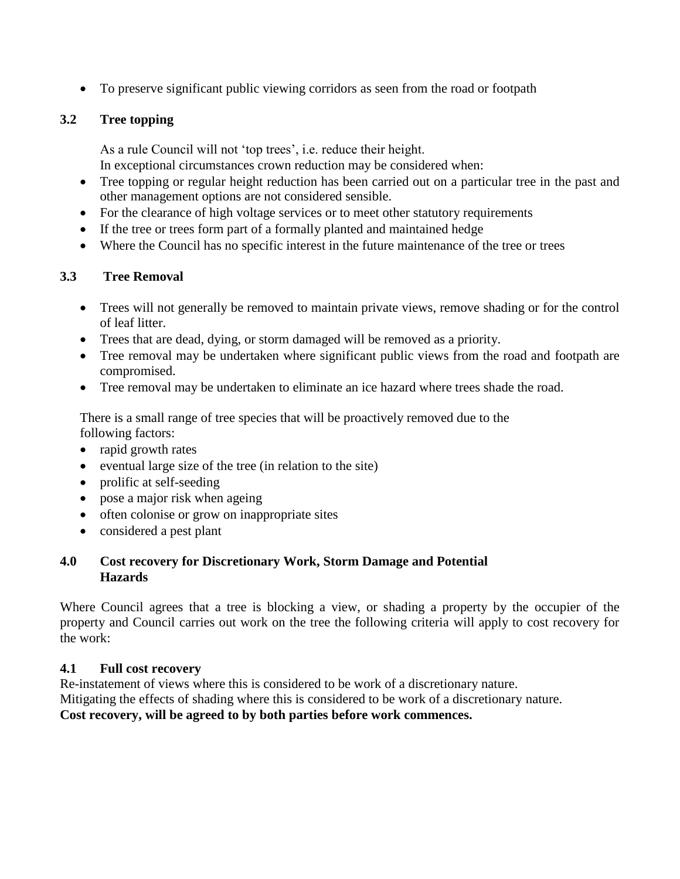- To preserve significant public viewing corridors as seen from the road or footpath

### 3.2 Tree topping

As a rule Council will not 'top trees', i.e. reduce their height.
In exceptional circumstances crown reduction may be considered when:

- Tree topping or regular height reduction has been carried out on a particular tree in the past and other management options are not considered sensible.
- For the clearance of high voltage services or to meet other statutory requirements
- If the tree or trees form part of a formally planted and maintained hedge
- Where the Council has no specific interest in the future maintenance of the tree or trees

### 3.3 Tree Removal

- Trees will not generally be removed to maintain private views, remove shading or for the control of leaf litter.
- Trees that are dead, dying, or storm damaged will be removed as a priority.
- Tree removal may be undertaken where significant public views from the road and footpath are compromised.
- Tree removal may be undertaken to eliminate an ice hazard where trees shade the road.

There is a small range of tree species that will be proactively removed due to the following factors:

- rapid growth rates
- eventual large size of the tree (in relation to the site)
- prolific at self-seeding
- pose a major risk when ageing
- often colonise or grow on inappropriate sites
- considered a pest plant

## 4.0 Cost recovery for Discretionary Work, Storm Damage and Potential Hazards

Where Council agrees that a tree is blocking a view, or shading a property by the occupier of the property and Council carries out work on the tree the following criteria will apply to cost recovery for the work:

### 4.1 Full cost recovery

Re-instatement of views where this is considered to be work of a discretionary nature.
Mitigating the effects of shading where this is considered to be work of a discretionary nature.
**Cost recovery, will be agreed to by both parties before work commences.**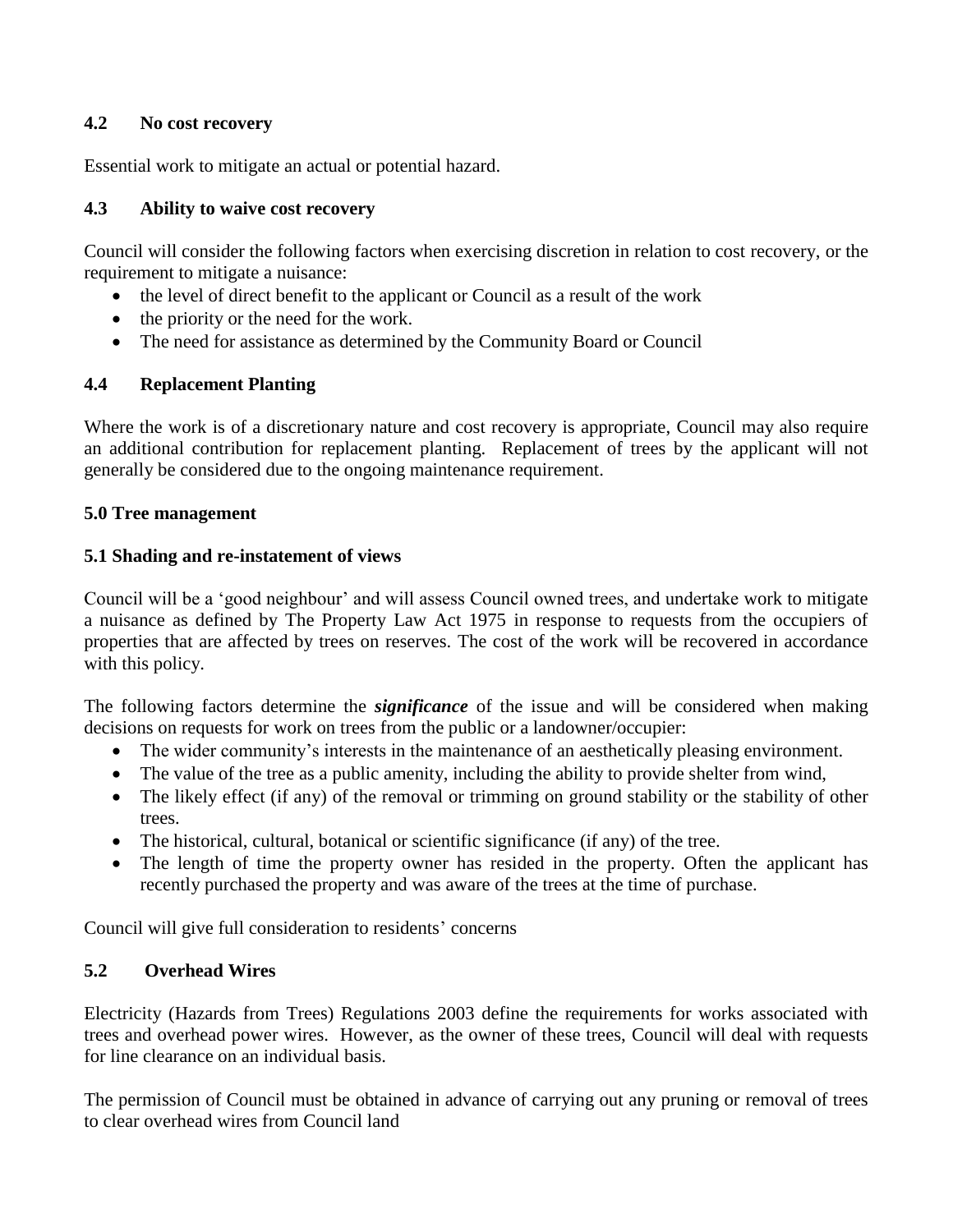### 4.2 No cost recovery

Essential work to mitigate an actual or potential hazard.

### 4.3 Ability to waive cost recovery

Council will consider the following factors when exercising discretion in relation to cost recovery, or the requirement to mitigate a nuisance:

- the level of direct benefit to the applicant or Council as a result of the work
- the priority or the need for the work.
- The need for assistance as determined by the Community Board or Council

### 4.4 Replacement Planting

Where the work is of a discretionary nature and cost recovery is appropriate, Council may also require an additional contribution for replacement planting. Replacement of trees by the applicant will not generally be considered due to the ongoing maintenance requirement.

## 5.0 Tree management

### 5.1 Shading and re-instatement of views

Council will be a 'good neighbour' and will assess Council owned trees, and undertake work to mitigate a nuisance as defined by The Property Law Act 1975 in response to requests from the occupiers of properties that are affected by trees on reserves. The cost of the work will be recovered in accordance with this policy.

The following factors determine the ***significance*** of the issue and will be considered when making decisions on requests for work on trees from the public or a landowner/occupier:

- The wider community's interests in the maintenance of an aesthetically pleasing environment.
- The value of the tree as a public amenity, including the ability to provide shelter from wind,
- The likely effect (if any) of the removal or trimming on ground stability or the stability of other trees.
- The historical, cultural, botanical or scientific significance (if any) of the tree.
- The length of time the property owner has resided in the property. Often the applicant has recently purchased the property and was aware of the trees at the time of purchase.

Council will give full consideration to residents' concerns

### 5.2 Overhead Wires

Electricity (Hazards from Trees) Regulations 2003 define the requirements for works associated with trees and overhead power wires. However, as the owner of these trees, Council will deal with requests for line clearance on an individual basis.

The permission of Council must be obtained in advance of carrying out any pruning or removal of trees to clear overhead wires from Council land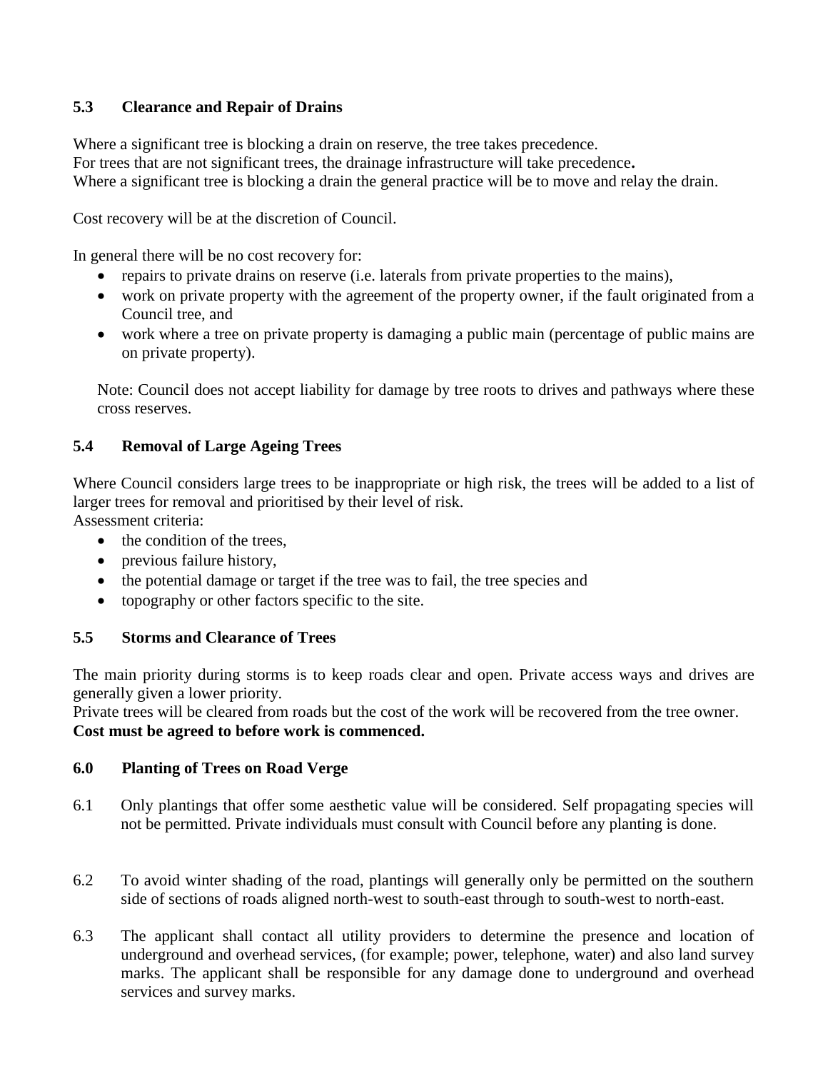### 5.3 Clearance and Repair of Drains

Where a significant tree is blocking a drain on reserve, the tree takes precedence.
For trees that are not significant trees, the drainage infrastructure will take precedence**.**
Where a significant tree is blocking a drain the general practice will be to move and relay the drain.

Cost recovery will be at the discretion of Council.

In general there will be no cost recovery for:

- repairs to private drains on reserve (i.e. laterals from private properties to the mains),
- work on private property with the agreement of the property owner, if the fault originated from a Council tree, and
- work where a tree on private property is damaging a public main (percentage of public mains are on private property).

Note: Council does not accept liability for damage by tree roots to drives and pathways where these cross reserves.

### 5.4 Removal of Large Ageing Trees

Where Council considers large trees to be inappropriate or high risk, the trees will be added to a list of larger trees for removal and prioritised by their level of risk.
Assessment criteria:

- the condition of the trees,
- previous failure history,
- the potential damage or target if the tree was to fail, the tree species and
- topography or other factors specific to the site.

### 5.5 Storms and Clearance of Trees

The main priority during storms is to keep roads clear and open. Private access ways and drives are generally given a lower priority.
Private trees will be cleared from roads but the cost of the work will be recovered from the tree owner.
**Cost must be agreed to before work is commenced.**

## 6.0 Planting of Trees on Road Verge

6.1 Only plantings that offer some aesthetic value will be considered. Self propagating species will not be permitted. Private individuals must consult with Council before any planting is done.

6.2 To avoid winter shading of the road, plantings will generally only be permitted on the southern side of sections of roads aligned north-west to south-east through to south-west to north-east.

6.3 The applicant shall contact all utility providers to determine the presence and location of underground and overhead services, (for example; power, telephone, water) and also land survey marks. The applicant shall be responsible for any damage done to underground and overhead services and survey marks.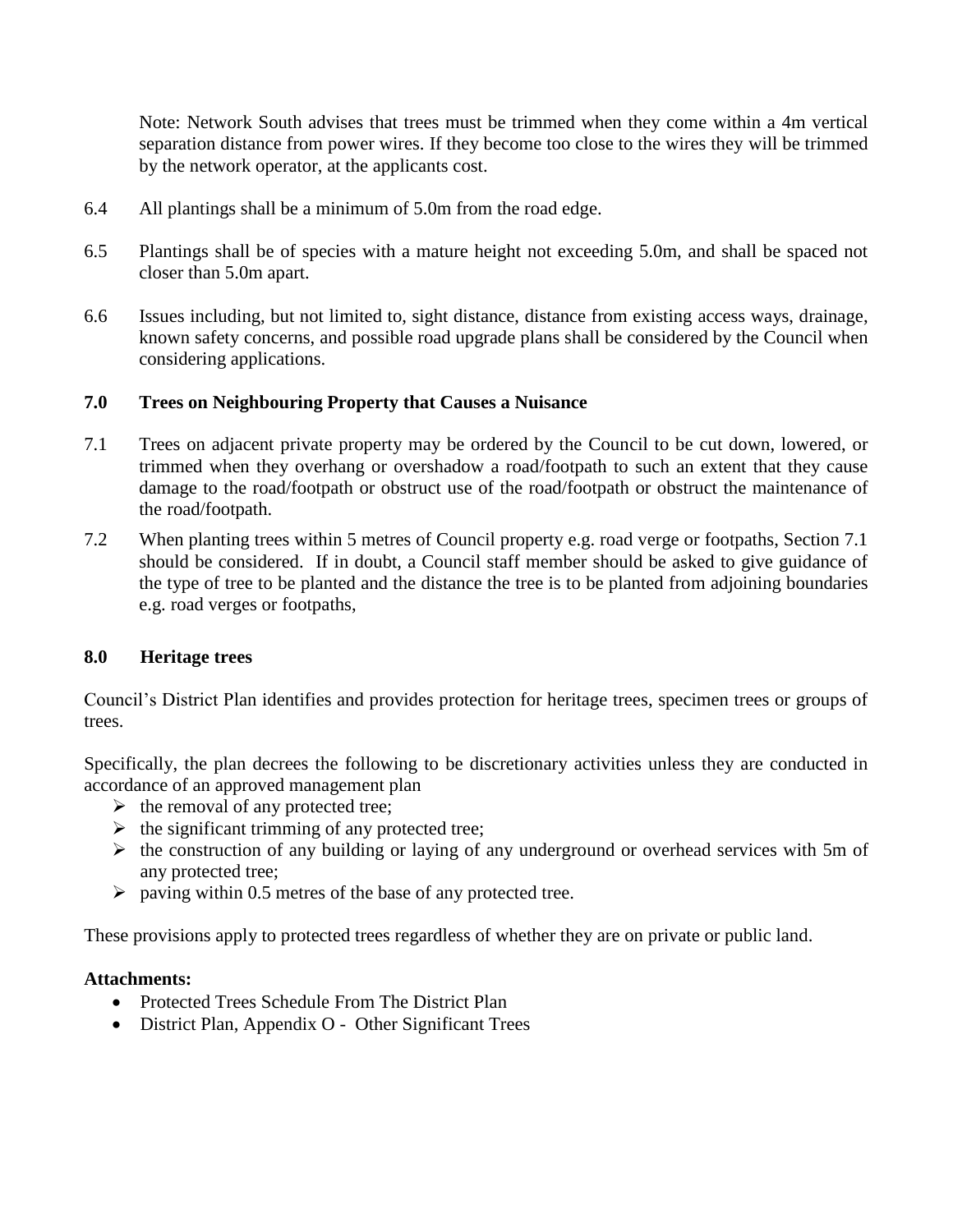Note: Network South advises that trees must be trimmed when they come within a 4m vertical separation distance from power wires. If they become too close to the wires they will be trimmed by the network operator, at the applicants cost.

6.4 All plantings shall be a minimum of 5.0m from the road edge.

6.5 Plantings shall be of species with a mature height not exceeding 5.0m, and shall be spaced not closer than 5.0m apart.

6.6 Issues including, but not limited to, sight distance, distance from existing access ways, drainage, known safety concerns, and possible road upgrade plans shall be considered by the Council when considering applications.

## 7.0 Trees on Neighbouring Property that Causes a Nuisance

7.1 Trees on adjacent private property may be ordered by the Council to be cut down, lowered, or trimmed when they overhang or overshadow a road/footpath to such an extent that they cause damage to the road/footpath or obstruct use of the road/footpath or obstruct the maintenance of the road/footpath.

7.2 When planting trees within 5 metres of Council property e.g. road verge or footpaths, Section 7.1 should be considered. If in doubt, a Council staff member should be asked to give guidance of the type of tree to be planted and the distance the tree is to be planted from adjoining boundaries e.g. road verges or footpaths,

## 8.0 Heritage trees

Council's District Plan identifies and provides protection for heritage trees, specimen trees or groups of trees.

Specifically, the plan decrees the following to be discretionary activities unless they are conducted in accordance of an approved management plan

- the removal of any protected tree;
- the significant trimming of any protected tree;
- the construction of any building or laying of any underground or overhead services with 5m of any protected tree;
- paving within 0.5 metres of the base of any protected tree.

These provisions apply to protected trees regardless of whether they are on private or public land.

**Attachments:**

- Protected Trees Schedule From The District Plan
- District Plan, Appendix O - Other Significant Trees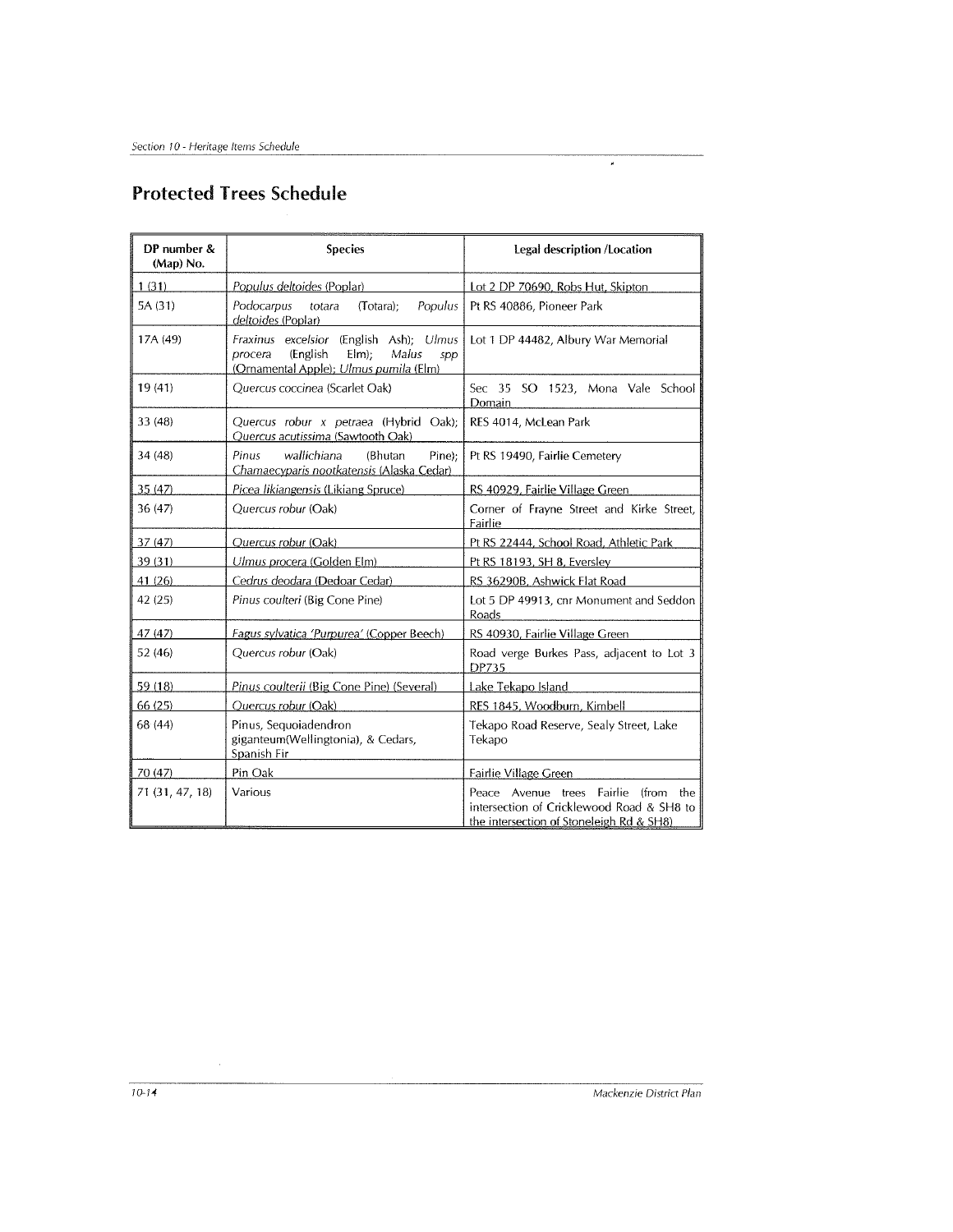## Protected Trees Schedule

| DP number & (Map) No. | Species | Legal description /Location |
|---|---|---|
| 1 (31) | *Populus deltoides* (Poplar) | Lot 2 DP 70690, Robs Hut, Skipton |
| 5A (31) | *Podocarpus totara* (Totara); *Populus deltoides* (Poplar) | Pt RS 40886, Pioneer Park |
| 17A (49) | *Fraxinus excelsior* (English Ash); *Ulmus procera* (English Elm); *Malus spp* (Ornamental Apple); *Ulmus pumila* (Elm) | Lot 1 DP 44482, Albury War Memorial |
| 19 (41) | *Quercus coccinea* (Scarlet Oak) | Sec 35 SO 1523, Mona Vale School Domain |
| 33 (48) | *Quercus robur x petraea* (Hybrid Oak); *Quercus acutissima* (Sawtooth Oak) | RES 4014, McLean Park |
| 34 (48) | *Pinus wallichiana* (Bhutan Pine); *Chamaecyparis nootkatensis* (Alaska Cedar) | Pt RS 19490, Fairlie Cemetery |
| 35 (47) | *Picea likiangensis* (Likiang Spruce) | RS 40929, Fairlie Village Green |
| 36 (47) | *Quercus robur* (Oak) | Corner of Frayne Street and Kirke Street, Fairlie |
| 37 (47) | *Quercus robur* (Oak) | Pt RS 22444, School Road, Athletic Park |
| 39 (31) | *Ulmus procera* (Golden Elm) | Pt RS 18193, SH 8, Eversley |
| 41 (26) | *Cedrus deodara* (Dedoar Cedar) | RS 36290B, Ashwick Flat Road |
| 42 (25) | *Pinus coulteri* (Big Cone Pine) | Lot 5 DP 49913, cnr Monument and Seddon Roads |
| 47 (47) | *Fagus sylvatica 'Purpurea'* (Copper Beech) | RS 40930, Fairlie Village Green |
| 52 (46) | *Quercus robur* (Oak) | Road verge Burkes Pass, adjacent to Lot 3 DP735 |
| 59 (18) | *Pinus coulterii* (Big Cone Pine) (Several) | Lake Tekapo Island |
| 66 (25) | *Quercus robur* (Oak) | RES 1845, Woodburn, Kimbell |
| 68 (44) | Pinus, Sequoiadendron giganteum(Wellingtonia), & Cedars, Spanish Fir | Tekapo Road Reserve, Sealy Street, Lake Tekapo |
| 70 (47) | Pin Oak | Fairlie Village Green |
| 71 (31, 47, 18) | Various | Peace Avenue trees Fairlie (from the intersection of Cricklewood Road & SH8 to the intersection of Stoneleigh Rd & SH8) |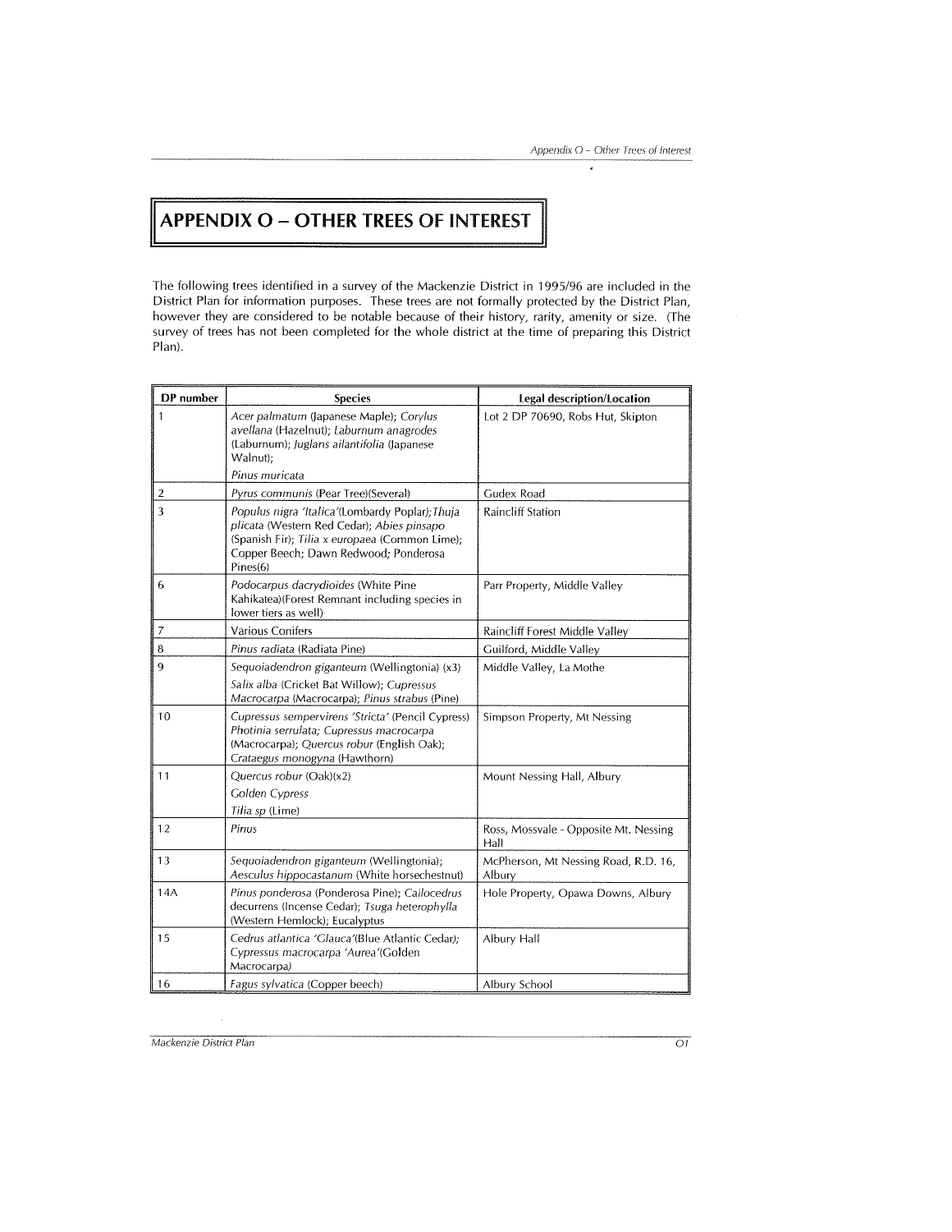# APPENDIX O – OTHER TREES OF INTEREST

The following trees identified in a survey of the Mackenzie District in 1995/96 are included in the District Plan for information purposes. These trees are not formally protected by the District Plan, however they are considered to be notable because of their history, rarity, amenity or size. (The survey of trees has not been completed for the whole district at the time of preparing this District Plan).

| DP number | Species | Legal description/Location |
|---|---|---|
| 1 | *Acer palmatum* (Japanese Maple); *Corylus avellana* (Hazelnut); *Laburnum anagrodes* (Laburnum); *Juglans ailantifolia* (Japanese Walnut); *Pinus muricata* | Lot 2 DP 70690, Robs Hut, Skipton |
| 2 | *Pyrus communis* (Pear Tree)(Several) | Gudex Road |
| 3 | *Populus nigra 'Italica'*(Lombardy Poplar); *Thuja plicata* (Western Red Cedar); *Abies pinsapo* (Spanish Fir); *Tilia x europaea* (Common Lime); Copper Beech; Dawn Redwood; Ponderosa Pines(6) | Raincliff Station |
| 6 | *Podocarpus dacrydioides* (White Pine Kahikatea)(Forest Remnant including species in lower tiers as well) | Parr Property, Middle Valley |
| 7 | Various Conifers | Raincliff Forest Middle Valley |
| 8 | *Pinus radiata* (Radiata Pine) | Guilford, Middle Valley |
| 9 | *Sequoiadendron giganteum* (Wellingtonia) (x3) *Salix alba* (Cricket Bat Willow); *Cupressus Macrocarpa* (Macrocarpa); *Pinus strabus* (Pine) | Middle Valley, La Mothe |
| 10 | *Cupressus sempervirens 'Stricta'* (Pencil Cypress) *Photinia serrulata*; *Cupressus macrocarpa* (Macrocarpa); *Quercus robur* (English Oak); *Crataegus monogyna* (Hawthorn) | Simpson Property, Mt Nessing |
| 11 | *Quercus robur* (Oak)(x2) Golden Cypress *Tilia sp* (Lime) | Mount Nessing Hall, Albury |
| 12 | *Pinus* | Ross, Mossvale - Opposite Mt. Nessing Hall |
| 13 | *Sequoiadendron giganteum* (Wellingtonia); *Aesculus hippocastanum* (White horsechestnut) | McPherson, Mt Nessing Road, R.D. 16, Albury |
| 14A | *Pinus ponderosa* (Ponderosa Pine); *Cailocedrus decurrens* (Incense Cedar); *Tsuga heterophylla* (Western Hemlock); Eucalyptus | Hole Property, Opawa Downs, Albury |
| 15 | *Cedrus atlantica 'Glauca'*(Blue Atlantic Cedar); *Cypressus macrocarpa 'Aurea'*(Golden Macrocarpa) | Albury Hall |
| 16 | *Fagus sylvatica* (Copper beech) | Albury School |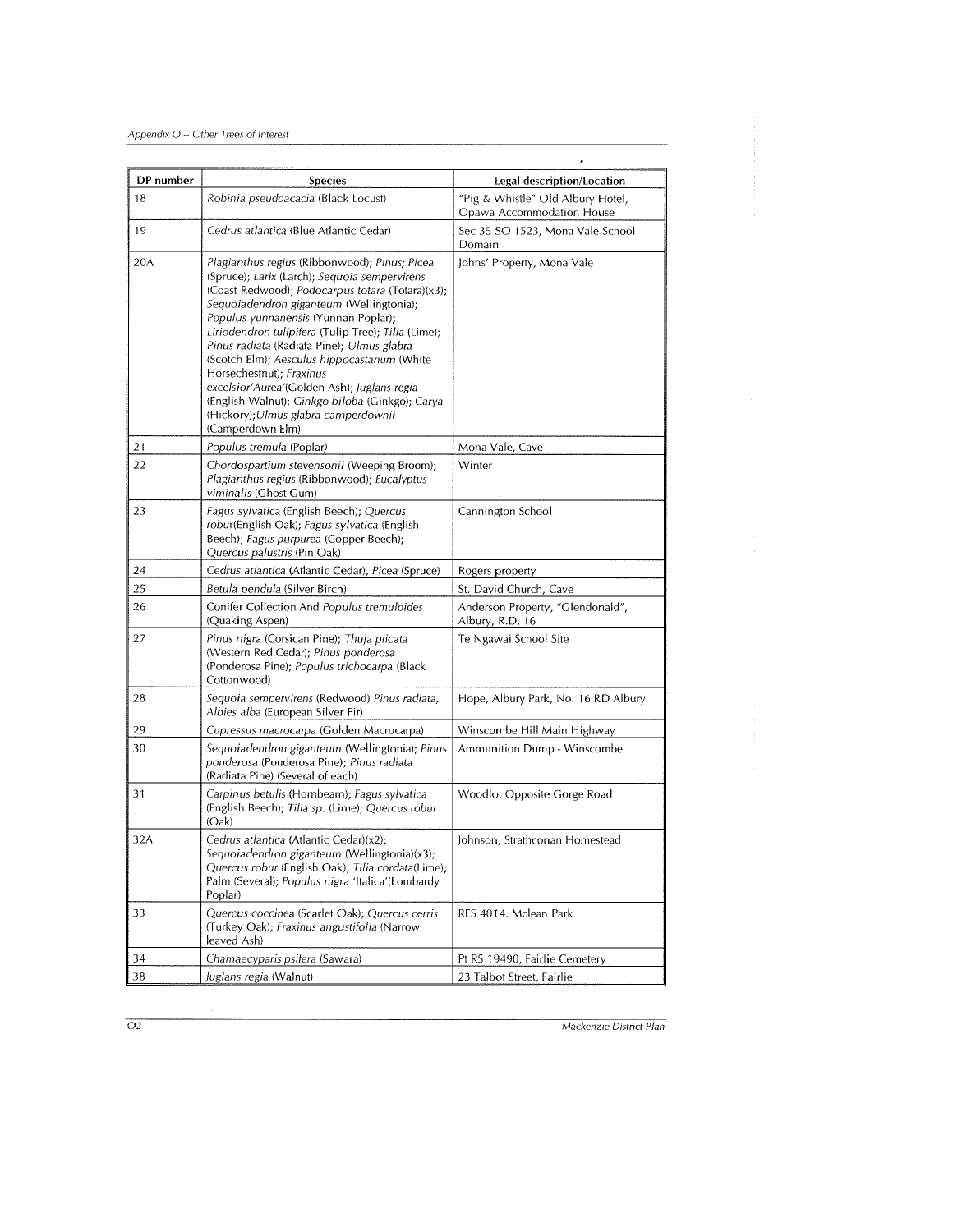| DP number | Species | Legal description/Location |
|---|---|---|
| 18 | *Robinia pseudoacacia* (Black Locust) | "Pig & Whistle" Old Albury Hotel, Opawa Accommodation House |
| 19 | *Cedrus atlantica* (Blue Atlantic Cedar) | Sec 35 SO 1523, Mona Vale School Domain |
| 20A | *Plagianthus regius* (Ribbonwood); *Pinus; Picea* (Spruce); *Larix* (Larch); *Sequoia sempervirens* (Coast Redwood); *Podocarpus totara* (Totara)(x3); *Sequoiadendron giganteum* (Wellingtonia); *Populus yunnanensis* (Yunnan Poplar); *Liriodendron tulipifera* (Tulip Tree); *Tilia* (Lime); *Pinus radiata* (Radiata Pine); *Ulmus glabra* (Scotch Elm); *Aesculus hippocastanum* (White Horsechestnut); *Fraxinus excelsior'Aurea'*(Golden Ash); *Juglans regia* (English Walnut); *Ginkgo biloba* (Ginkgo); *Carya* (Hickory);*Ulmus glabra camperdownii* (Camperdown Elm) | Johns' Property, Mona Vale |
| 21 | *Populus tremula* (Poplar) | Mona Vale, Cave |
| 22 | *Chordospartium stevensonii* (Weeping Broom); *Plagianthus regius* (Ribbonwood); *Eucalyptus viminalis* (Ghost Gum) | Winter |
| 23 | *Fagus sylvatica* (English Beech); *Quercus robur*(English Oak); *Fagus sylvatica* (English Beech); *Fagus purpurea* (Copper Beech); *Quercus palustris* (Pin Oak) | Cannington School |
| 24 | *Cedrus atlantica* (Atlantic Cedar), *Picea* (Spruce) | Rogers property |
| 25 | *Betula pendula* (Silver Birch) | St. David Church, Cave |
| 26 | Conifer Collection And *Populus tremuloides* (Quaking Aspen) | Anderson Property, "Glendonald", Albury, R.D. 16 |
| 27 | *Pinus nigra* (Corsican Pine); *Thuja plicata* (Western Red Cedar); *Pinus ponderosa* (Ponderosa Pine); *Populus trichocarpa* (Black Cottonwood) | Te Ngawai School Site |
| 28 | *Sequoia sempervirens* (Redwood) *Pinus radiata*, *Albies alba* (European Silver Fir) | Hope, Albury Park, No. 16 RD Albury |
| 29 | *Cupressus macrocarpa* (Golden Macrocarpa) | Winscombe Hill Main Highway |
| 30 | *Sequoiadendron giganteum* (Wellingtonia); *Pinus ponderosa* (Ponderosa Pine); *Pinus radiata* (Radiata Pine) (Several of each) | Ammunition Dump - Winscombe |
| 31 | *Carpinus betulis* (Hornbeam); *Fagus sylvatica* (English Beech); *Tilia sp.* (Lime); *Quercus robur* (Oak) | Woodlot Opposite Gorge Road |
| 32A | *Cedrus atlantica* (Atlantic Cedar)(x2); *Sequoiadendron giganteum* (Wellingtonia)(x3); *Quercus robur* (English Oak); *Tilia cordata*(Lime); Palm (Several); *Populus nigra* 'Italica'(Lombardy Poplar) | Johnson, Strathconan Homestead |
| 33 | *Quercus coccinea* (Scarlet Oak); *Quercus cerris* (Turkey Oak); *Fraxinus angustifolia* (Narrow leaved Ash) | RES 4014. Mclean Park |
| 34 | *Chamaecyparis psifera* (Sawara) | Pt RS 19490, Fairlie Cemetery |
| 38 | *Juglans regia* (Walnut) | 23 Talbot Street, Fairlie |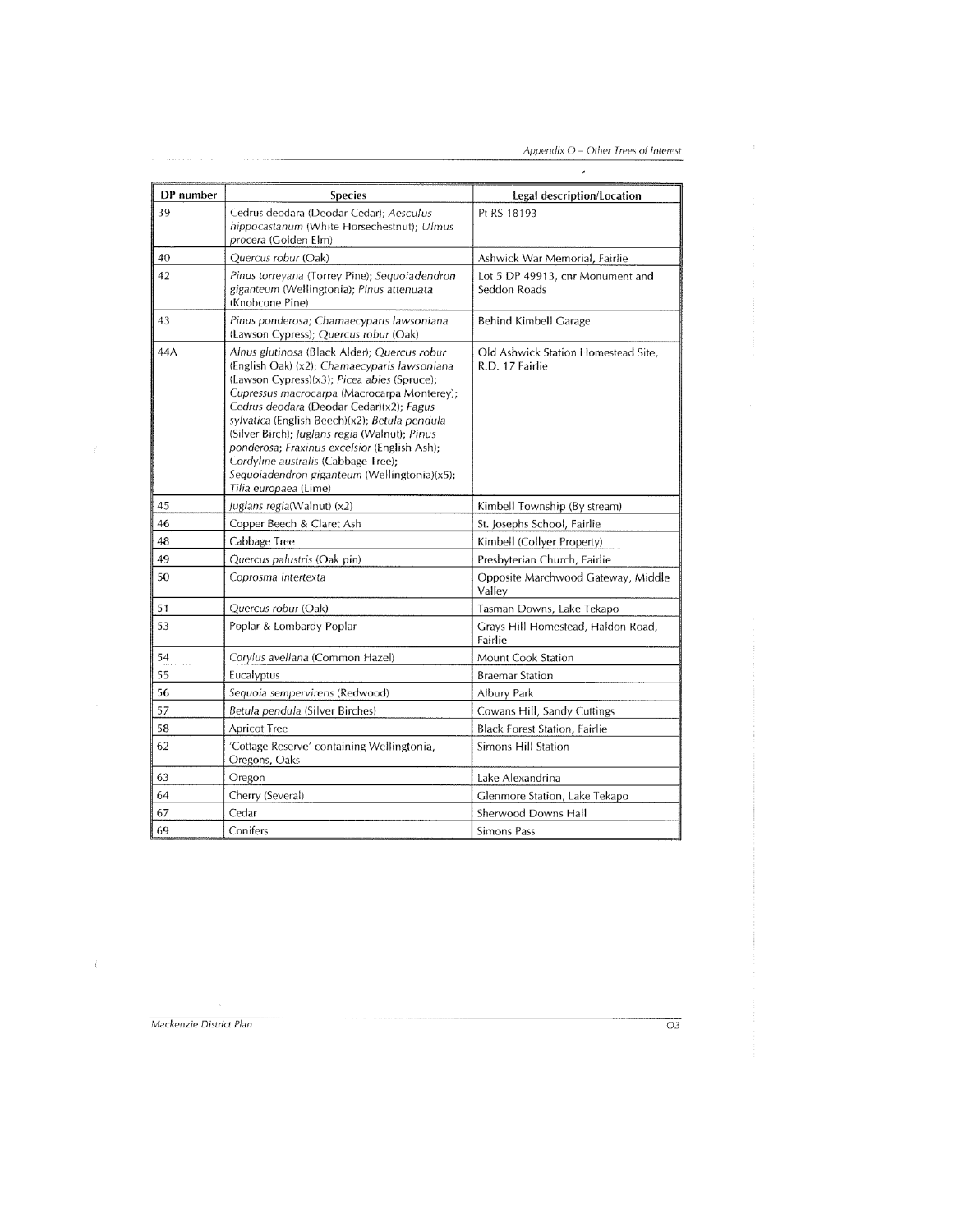| DP number | Species | Legal description/Location |
| --- | --- | --- |
| 39 | Cedrus deodara (Deodar Cedar); *Aesculus hippocastanum* (White Horsechestnut); *Ulmus procera* (Golden Elm) | Pt RS 18193 |
| 40 | *Quercus robur* (Oak) | Ashwick War Memorial, Fairlie |
| 42 | *Pinus torreyana* (Torrey Pine); *Sequoiadendron giganteum* (Wellingtonia); *Pinus attenuata* (Knobcone Pine) | Lot 5 DP 49913, cnr Monument and Seddon Roads |
| 43 | *Pinus ponderosa*; *Chamaecyparis lawsoniana* (Lawson Cypress); *Quercus robur* (Oak) | Behind Kimbell Garage |
| 44A | *Alnus glutinosa* (Black Alder); *Quercus robur* (English Oak) (x2); *Chamaecyparis lawsoniana* (Lawson Cypress)(x3); *Picea abies* (Spruce); *Cupressus macrocarpa* (Macrocarpa Monterey); *Cedrus deodara* (Deodar Cedar)(x2); *Fagus sylvatica* (English Beech)(x2); *Betula pendula* (Silver Birch); *Juglans regia* (Walnut); *Pinus ponderosa*; *Fraxinus excelsior* (English Ash); *Cordyline australis* (Cabbage Tree); *Sequoiadendron giganteum* (Wellingtonia)(x5); *Tilia europaea* (Lime) | Old Ashwick Station Homestead Site, R.D. 17 Fairlie |
| 45 | *Juglans regia*(Walnut) (x2) | Kimbell Township (By stream) |
| 46 | Copper Beech & Claret Ash | St. Josephs School, Fairlie |
| 48 | Cabbage Tree | Kimbell (Collyer Property) |
| 49 | *Quercus palustris* (Oak pin) | Presbyterian Church, Fairlie |
| 50 | *Coprosma intertexta* | Opposite Marchwood Gateway, Middle Valley |
| 51 | *Quercus robur* (Oak) | Tasman Downs, Lake Tekapo |
| 53 | Poplar & Lombardy Poplar | Grays Hill Homestead, Haldon Road, Fairlie |
| 54 | *Corylus avellana* (Common Hazel) | Mount Cook Station |
| 55 | Eucalyptus | Braemar Station |
| 56 | *Sequoia sempervirens* (Redwood) | Albury Park |
| 57 | *Betula pendula* (Silver Birches) | Cowans Hill, Sandy Cuttings |
| 58 | Apricot Tree | Black Forest Station, Fairlie |
| 62 | 'Cottage Reserve' containing Wellingtonia, Oregons, Oaks | Simons Hill Station |
| 63 | Oregon | Lake Alexandrina |
| 64 | Cherry (Several) | Glenmore Station, Lake Tekapo |
| 67 | Cedar | Sherwood Downs Hall |
| 69 | Conifers | Simons Pass |